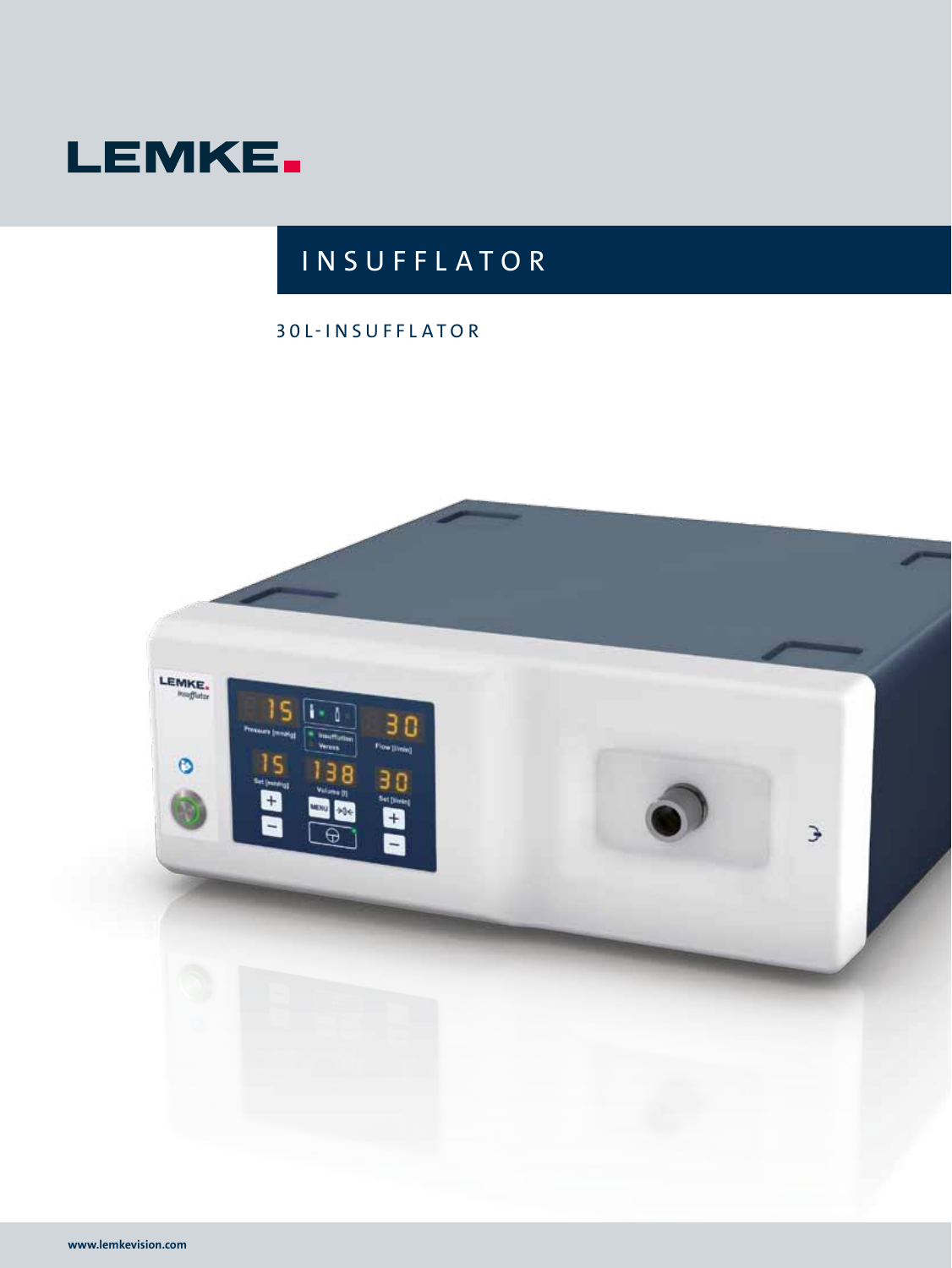# LEMKE

## INSUFFLATOR

### 30L-INSUFFLATOR

www.lemkevision.com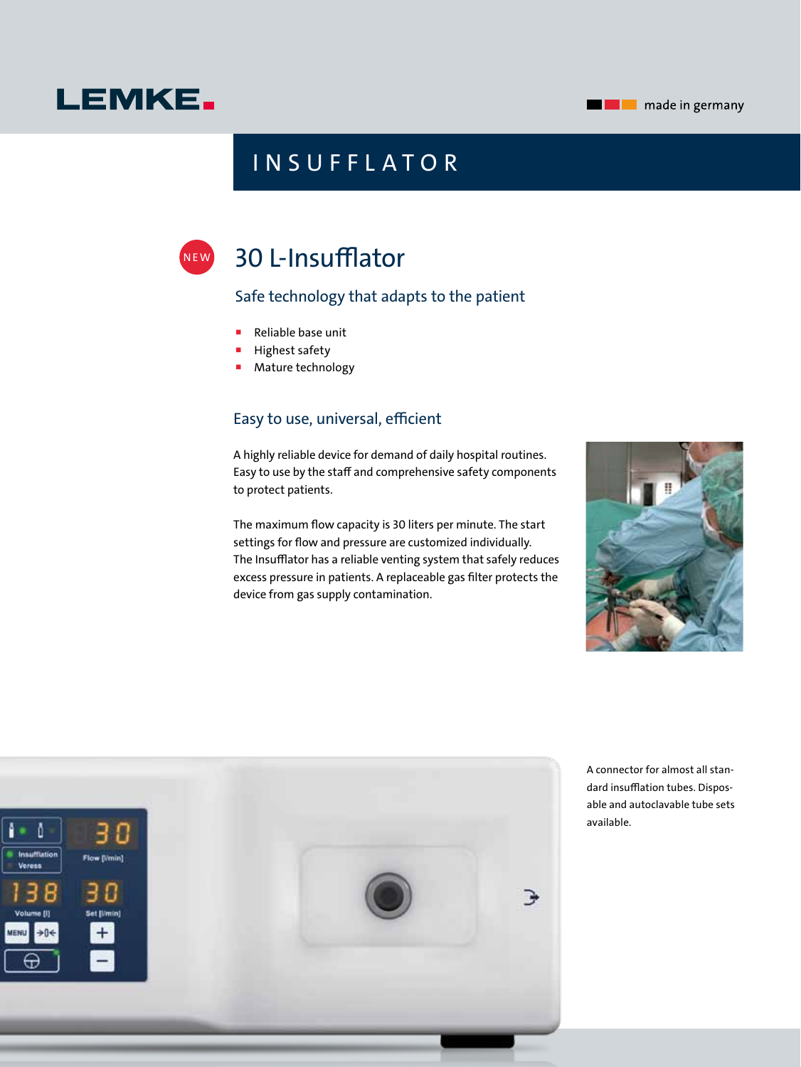LEMKE

made in germany

# INSUFFLATOR

NEW

## 30 L-Insufflator

### Safe technology that adapts to the patient

- Reliable base unit
- Highest safety
- Mature technology

### Easy to use, universal, efficient

A highly reliable device for demand of daily hospital routines. Easy to use by the staff and comprehensive safety components to protect patients.

The maximum flow capacity is 30 liters per minute. The start settings for flow and pressure are customized individually. The Insufflator has a reliable venting system that safely reduces excess pressure in patients. A replaceable gas filter protects the device from gas supply contamination.

A connector for almost all standard insufflation tubes. Disposable and autoclavable tube sets available.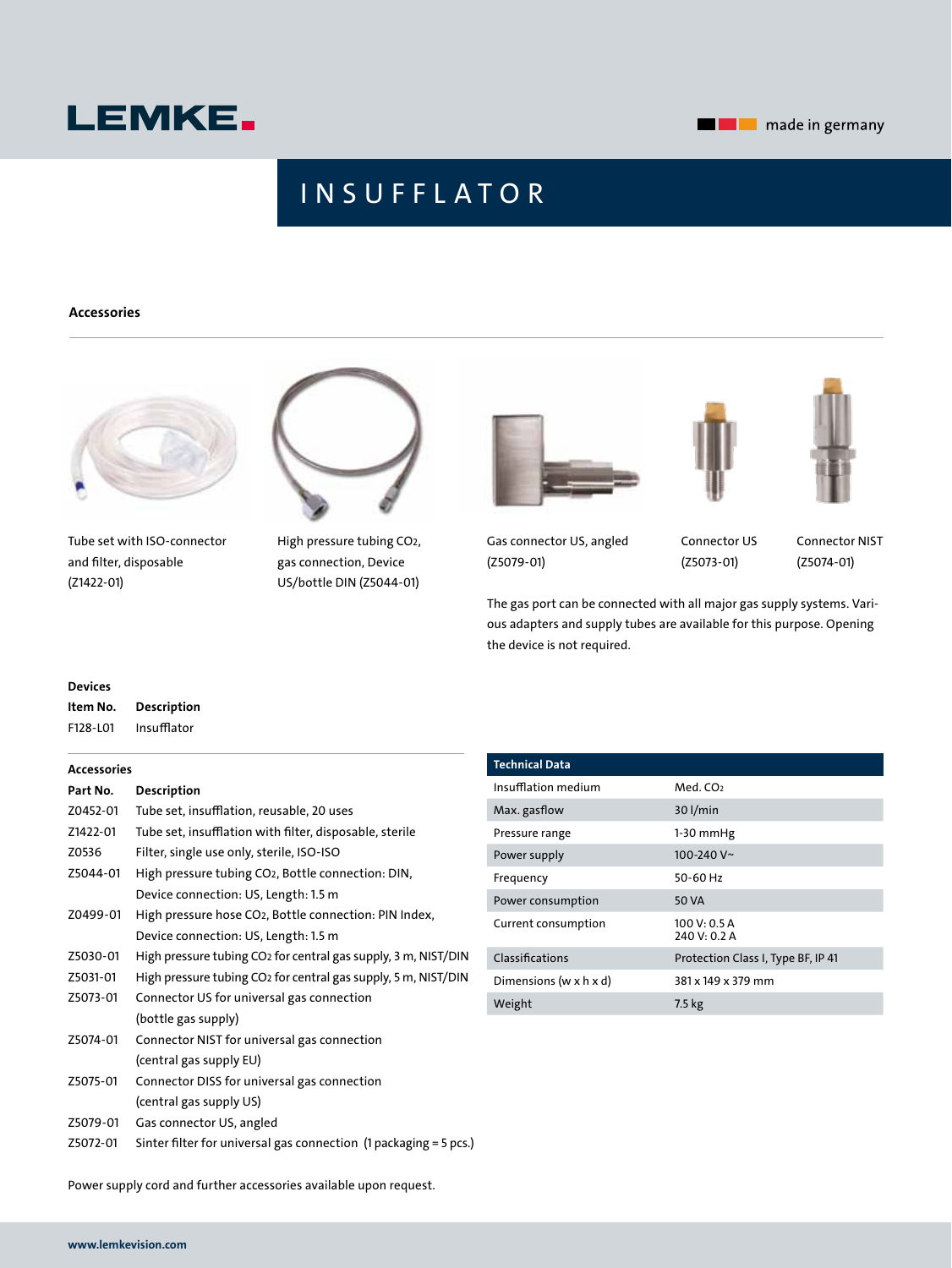LEMKE

made in germany

# INSUFFLATOR

## Accessories

Tube set with ISO-connector and filter, disposable (Z1422-01)

High pressure tubing $CO_2$, gas connection, Device US/bottle DIN (Z5044-01)

Gas connector US, angled (Z5079-01)

Connector US (Z5073-01)

Connector NIST (Z5074-01)

The gas port can be connected with all major gas supply systems. Various adapters and supply tubes are available for this purpose. Opening the device is not required.

### Devices

| Item No. | Description |
|---|---|
| F128-L01 | Insufflator |

### Accessories

| Part No. | Description |
|---|---|
| Z0452-01 | Tube set, insufflation, reusable, 20 uses |
| Z1422-01 | Tube set, insufflation with filter, disposable, sterile |
| Z0536 | Filter, single use only, sterile, ISO-ISO |
| Z5044-01 | High pressure tubing $CO_2$, Bottle connection: DIN, Device connection: US, Length: 1.5 m |
| Z0499-01 | High pressure hose $CO_2$, Bottle connection: PIN Index, Device connection: US, Length: 1.5 m |
| Z5030-01 | High pressure tubing $CO_2$ for central gas supply, 3 m, NIST/DIN |
| Z5031-01 | High pressure tubing $CO_2$ for central gas supply, 5 m, NIST/DIN |
| Z5073-01 | Connector US for universal gas connection (bottle gas supply) |
| Z5074-01 | Connector NIST for universal gas connection (central gas supply EU) |
| Z5075-01 | Connector DISS for universal gas connection (central gas supply US) |
| Z5079-01 | Gas connector US, angled |
| Z5072-01 | Sinter filter for universal gas connection (1 packaging = 5 pcs.) |

| Technical Data | |
|---|---|
| Insufflation medium | Med. $CO_2$ |
| Max. gasflow | 30 l/min |
| Pressure range | 1-30 mmHg |
| Power supply | 100-240 V~ |
| Frequency | 50-60 Hz |
| Power consumption | 50 VA |
| Current consumption | 100 V: 0.5 A<br>240 V: 0.2 A |
| Classifications | Protection Class I, Type BF, IP 41 |
| Dimensions (w x h x d) | 381 x 149 x 379 mm |
| Weight | 7.5 kg |

Power supply cord and further accessories available upon request.

www.lemkevision.com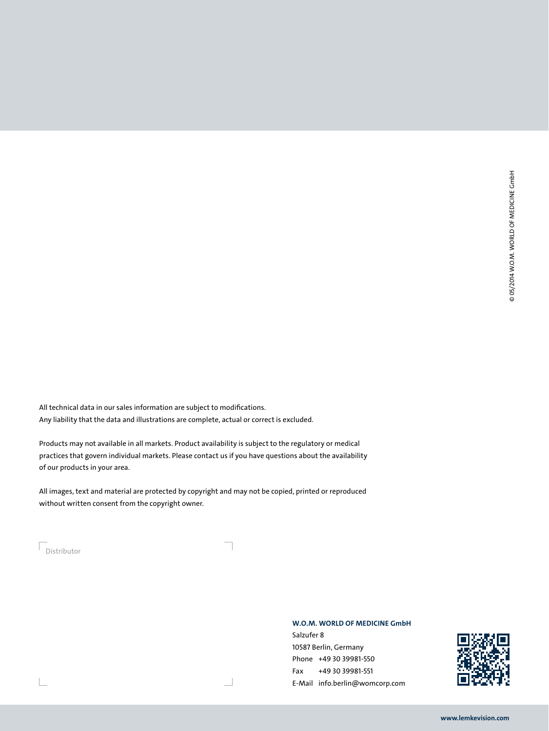© 05/2014 W.O.M. WORLD OF MEDICINE GmbH

All technical data in our sales information are subject to modifications.
Any liability that the data and illustrations are complete, actual or correct is excluded.

Products may not available in all markets. Product availability is subject to the regulatory or medical practices that govern individual markets. Please contact us if you have questions about the availability of our products in your area.

All images, text and material are protected by copyright and may not be copied, printed or reproduced without written consent from the copyright owner.

Distributor

**W.O.M. WORLD OF MEDICINE GmbH**
Salzufer 8
10587 Berlin, Germany
Phone +49 30 39981-550
Fax +49 30 39981-551
E-Mail info.berlin@womcorp.com

**www.lemkevision.com**